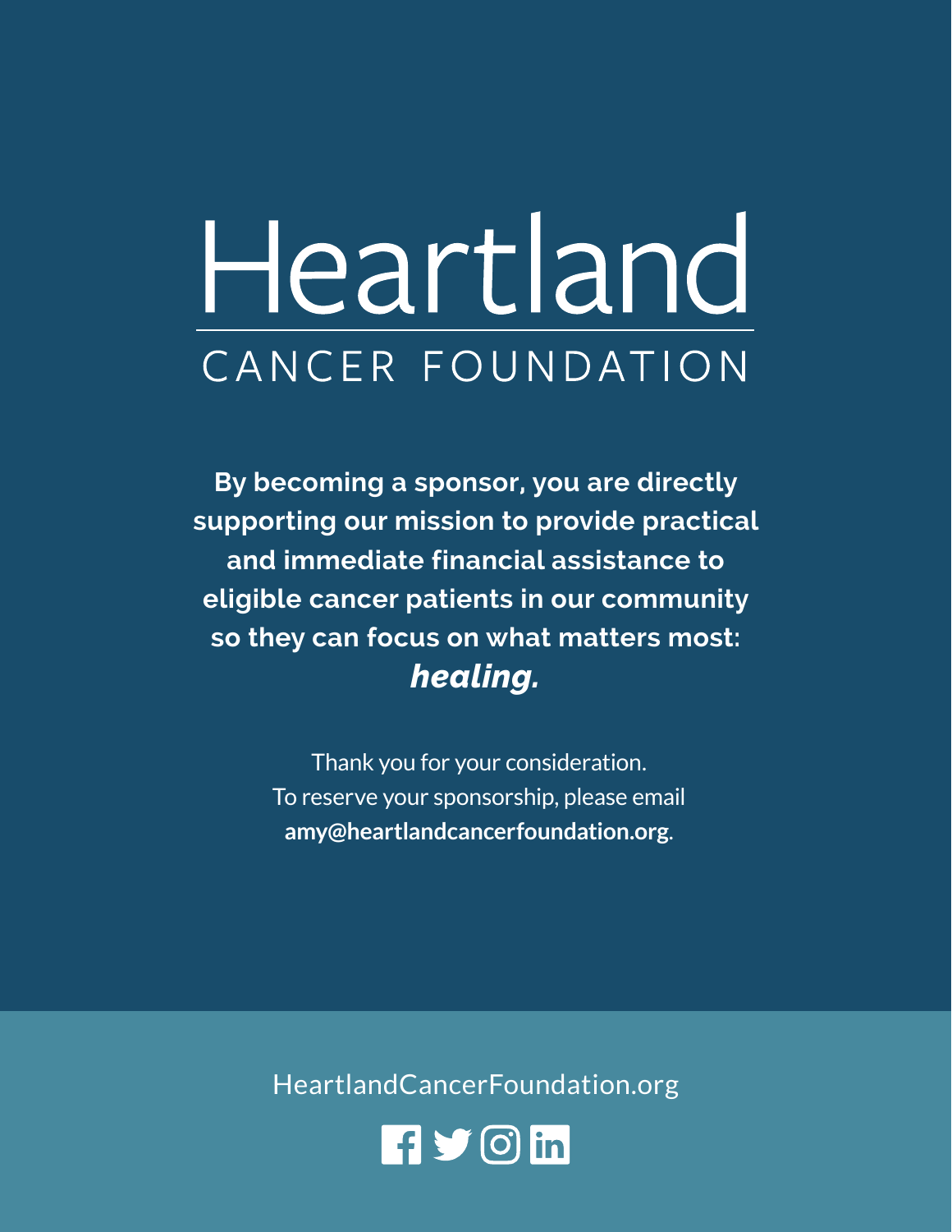# Heartland

## CANCER FOUNDATION

**By becoming a sponsor, you are directly supporting our mission to provide practical and immediate financial assistance to eligible cancer patients in our community so they can focus on what matters most: *healing.***

Thank you for your consideration.
To reserve your sponsorship, please email **amy@heartlandcancerfoundation.org**.

HeartlandCancerFoundation.org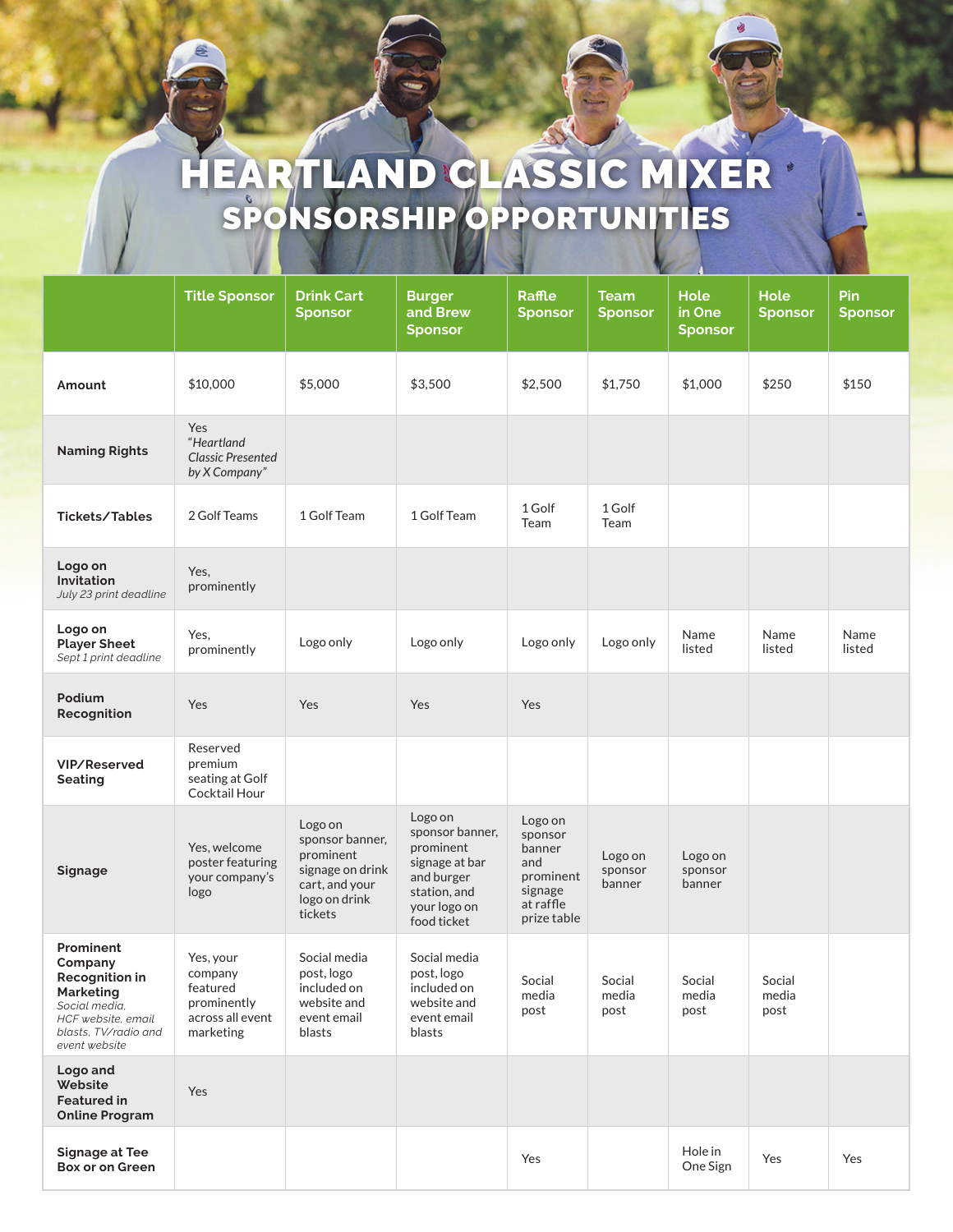# HEARTLAND CLASSIC MIXER

## SPONSORSHIP OPPORTUNITIES

| | Title Sponsor | Drink Cart Sponsor | Burger and Brew Sponsor | Raffle Sponsor | Team Sponsor | Hole in One Sponsor | Hole Sponsor | Pin Sponsor |
|---|---|---|---|---|---|---|---|---|
| **Amount** | $10,000 | $5,000 | $3,500 | $2,500 | $1,750 | $1,000 | $250 | $150 |
| **Naming Rights** | Yes *"Heartland Classic Presented by X Company"* | | | | | | | |
| **Tickets/Tables** | 2 Golf Teams | 1 Golf Team | 1 Golf Team | 1 Golf Team | 1 Golf Team | | | |
| **Logo on Invitation** *July 23 print deadline* | Yes, prominently | | | | | | | |
| **Logo on Player Sheet** *Sept 1 print deadline* | Yes, prominently | Logo only | Logo only | Logo only | Logo only | Name listed | Name listed | Name listed |
| **Podium Recognition** | Yes | Yes | Yes | Yes | | | | |
| **VIP/Reserved Seating** | Reserved premium seating at Golf Cocktail Hour | | | | | | | |
| **Signage** | Yes, welcome poster featuring your company's logo | Logo on sponsor banner, prominent signage on drink cart, and your logo on drink tickets | Logo on sponsor banner, prominent signage at bar and burger station, and your logo on food ticket | Logo on sponsor banner and prominent signage at raffle prize table | Logo on sponsor banner | Logo on sponsor banner | | |
| **Prominent Company Recognition in Marketing** *Social media, HCF website, email blasts, TV/radio and event website* | Yes, your company featured prominently across all event marketing | Social media post, logo included on website and event email blasts | Social media post, logo included on website and event email blasts | Social media post | Social media post | Social media post | Social media post | |
| **Logo and Website Featured in Online Program** | Yes | | | | | | | |
| **Signage at Tee Box or on Green** | | | | Yes | | Hole in One Sign | Yes | Yes |